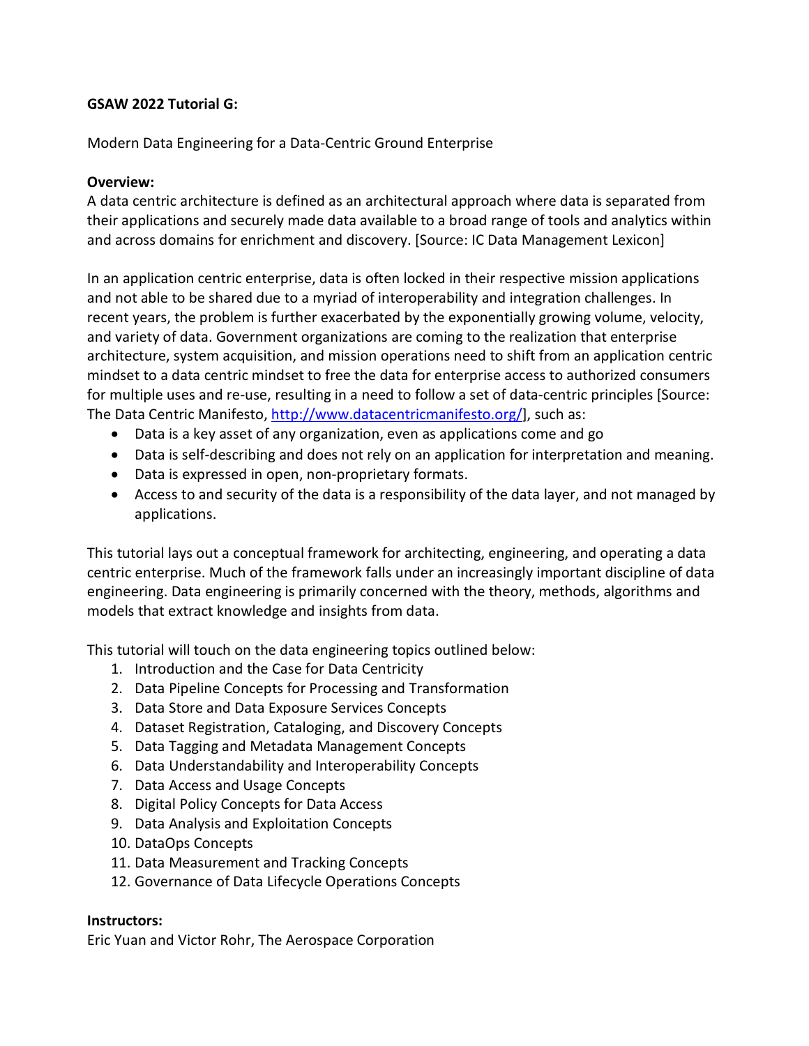**GSAW 2022 Tutorial G:**

Modern Data Engineering for a Data-Centric Ground Enterprise

**Overview:**

A data centric architecture is defined as an architectural approach where data is separated from their applications and securely made data available to a broad range of tools and analytics within and across domains for enrichment and discovery. [Source: IC Data Management Lexicon]

In an application centric enterprise, data is often locked in their respective mission applications and not able to be shared due to a myriad of interoperability and integration challenges. In recent years, the problem is further exacerbated by the exponentially growing volume, velocity, and variety of data. Government organizations are coming to the realization that enterprise architecture, system acquisition, and mission operations need to shift from an application centric mindset to a data centric mindset to free the data for enterprise access to authorized consumers for multiple uses and re-use, resulting in a need to follow a set of data-centric principles [Source: The Data Centric Manifesto, http://www.datacentricmanifesto.org/], such as:

- Data is a key asset of any organization, even as applications come and go
- Data is self-describing and does not rely on an application for interpretation and meaning.
- Data is expressed in open, non-proprietary formats.
- Access to and security of the data is a responsibility of the data layer, and not managed by applications.

This tutorial lays out a conceptual framework for architecting, engineering, and operating a data centric enterprise. Much of the framework falls under an increasingly important discipline of data engineering. Data engineering is primarily concerned with the theory, methods, algorithms and models that extract knowledge and insights from data.

This tutorial will touch on the data engineering topics outlined below:

1. Introduction and the Case for Data Centricity
2. Data Pipeline Concepts for Processing and Transformation
3. Data Store and Data Exposure Services Concepts
4. Dataset Registration, Cataloging, and Discovery Concepts
5. Data Tagging and Metadata Management Concepts
6. Data Understandability and Interoperability Concepts
7. Data Access and Usage Concepts
8. Digital Policy Concepts for Data Access
9. Data Analysis and Exploitation Concepts
10. DataOps Concepts
11. Data Measurement and Tracking Concepts
12. Governance of Data Lifecycle Operations Concepts

**Instructors:**

Eric Yuan and Victor Rohr, The Aerospace Corporation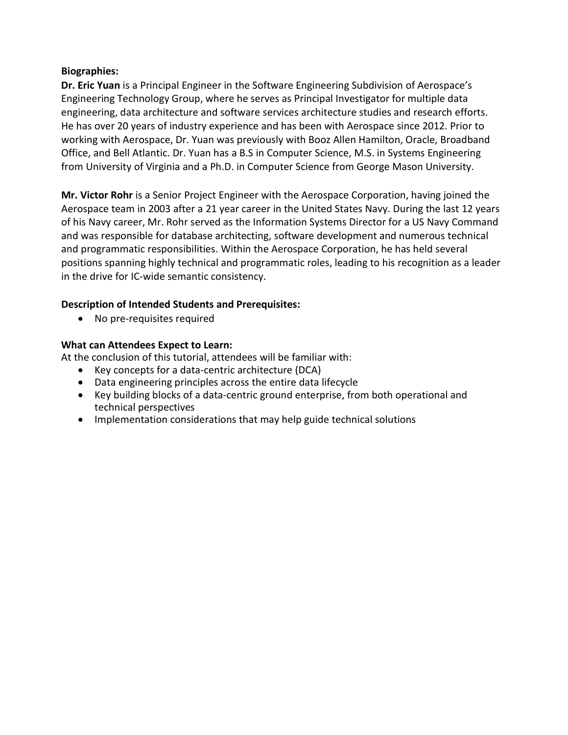**Biographies:**

**Dr. Eric Yuan** is a Principal Engineer in the Software Engineering Subdivision of Aerospace's Engineering Technology Group, where he serves as Principal Investigator for multiple data engineering, data architecture and software services architecture studies and research efforts. He has over 20 years of industry experience and has been with Aerospace since 2012. Prior to working with Aerospace, Dr. Yuan was previously with Booz Allen Hamilton, Oracle, Broadband Office, and Bell Atlantic. Dr. Yuan has a B.S in Computer Science, M.S. in Systems Engineering from University of Virginia and a Ph.D. in Computer Science from George Mason University.

**Mr. Victor Rohr** is a Senior Project Engineer with the Aerospace Corporation, having joined the Aerospace team in 2003 after a 21 year career in the United States Navy. During the last 12 years of his Navy career, Mr. Rohr served as the Information Systems Director for a US Navy Command and was responsible for database architecting, software development and numerous technical and programmatic responsibilities. Within the Aerospace Corporation, he has held several positions spanning highly technical and programmatic roles, leading to his recognition as a leader in the drive for IC-wide semantic consistency.

**Description of Intended Students and Prerequisites:**

- No pre-requisites required

**What can Attendees Expect to Learn:**

At the conclusion of this tutorial, attendees will be familiar with:

- Key concepts for a data-centric architecture (DCA)
- Data engineering principles across the entire data lifecycle
- Key building blocks of a data-centric ground enterprise, from both operational and technical perspectives
- Implementation considerations that may help guide technical solutions